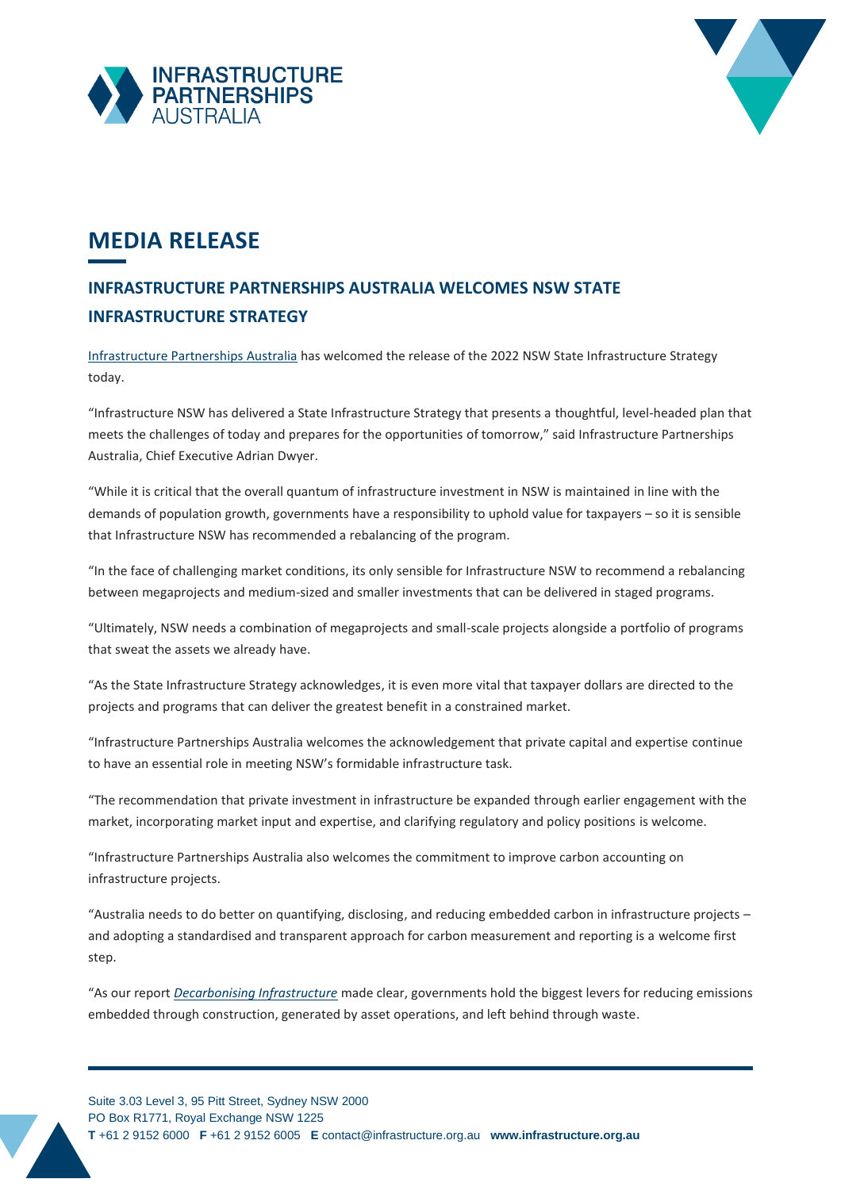# MEDIA RELEASE

## INFRASTRUCTURE PARTNERSHIPS AUSTRALIA WELCOMES NSW STATE INFRASTRUCTURE STRATEGY

Infrastructure Partnerships Australia has welcomed the release of the 2022 NSW State Infrastructure Strategy today.

"Infrastructure NSW has delivered a State Infrastructure Strategy that presents a thoughtful, level-headed plan that meets the challenges of today and prepares for the opportunities of tomorrow," said Infrastructure Partnerships Australia, Chief Executive Adrian Dwyer.

"While it is critical that the overall quantum of infrastructure investment in NSW is maintained in line with the demands of population growth, governments have a responsibility to uphold value for taxpayers – so it is sensible that Infrastructure NSW has recommended a rebalancing of the program.

"In the face of challenging market conditions, its only sensible for Infrastructure NSW to recommend a rebalancing between megaprojects and medium-sized and smaller investments that can be delivered in staged programs.

"Ultimately, NSW needs a combination of megaprojects and small-scale projects alongside a portfolio of programs that sweat the assets we already have.

"As the State Infrastructure Strategy acknowledges, it is even more vital that taxpayer dollars are directed to the projects and programs that can deliver the greatest benefit in a constrained market.

"Infrastructure Partnerships Australia welcomes the acknowledgement that private capital and expertise continue to have an essential role in meeting NSW's formidable infrastructure task.

"The recommendation that private investment in infrastructure be expanded through earlier engagement with the market, incorporating market input and expertise, and clarifying regulatory and policy positions is welcome.

"Infrastructure Partnerships Australia also welcomes the commitment to improve carbon accounting on infrastructure projects.

"Australia needs to do better on quantifying, disclosing, and reducing embedded carbon in infrastructure projects – and adopting a standardised and transparent approach for carbon measurement and reporting is a welcome first step.

"As our report *Decarbonising Infrastructure* made clear, governments hold the biggest levers for reducing emissions embedded through construction, generated by asset operations, and left behind through waste.

Suite 3.03 Level 3, 95 Pitt Street, Sydney NSW 2000
PO Box R1771, Royal Exchange NSW 1225
**T** +61 2 9152 6000 **F** +61 2 9152 6005 **E** contact@infrastructure.org.au **www.infrastructure.org.au**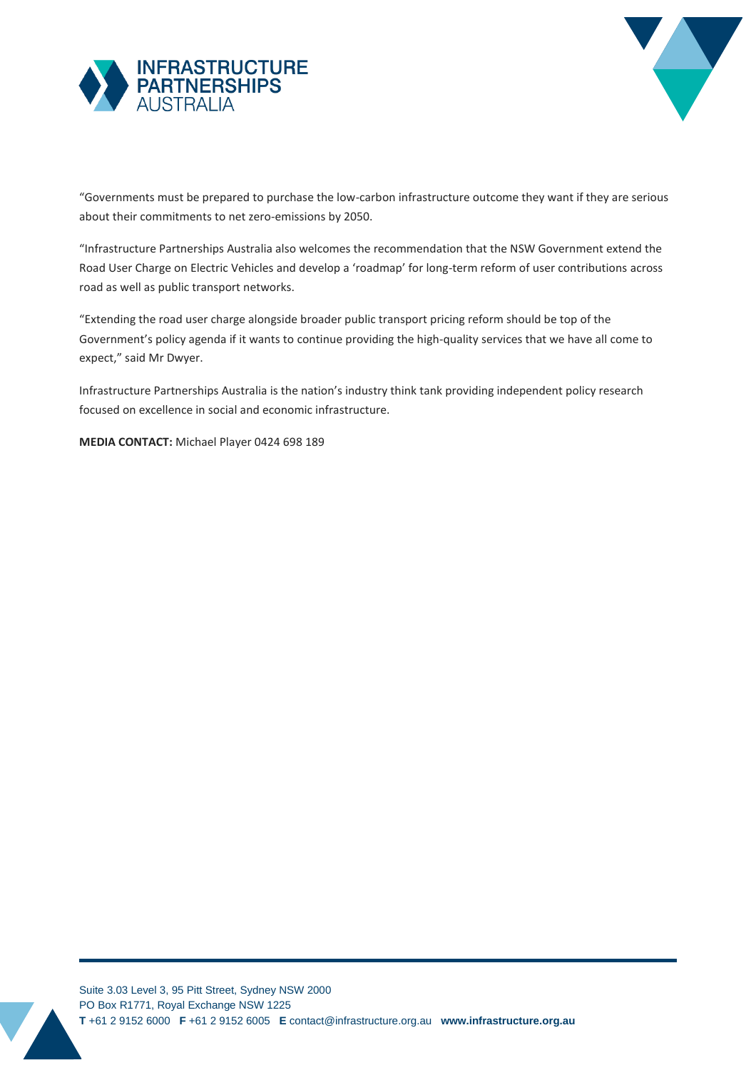"Governments must be prepared to purchase the low-carbon infrastructure outcome they want if they are serious about their commitments to net zero-emissions by 2050.

"Infrastructure Partnerships Australia also welcomes the recommendation that the NSW Government extend the Road User Charge on Electric Vehicles and develop a 'roadmap' for long-term reform of user contributions across road as well as public transport networks.

"Extending the road user charge alongside broader public transport pricing reform should be top of the Government's policy agenda if it wants to continue providing the high-quality services that we have all come to expect," said Mr Dwyer.

Infrastructure Partnerships Australia is the nation's industry think tank providing independent policy research focused on excellence in social and economic infrastructure.

**MEDIA CONTACT:** Michael Player 0424 698 189